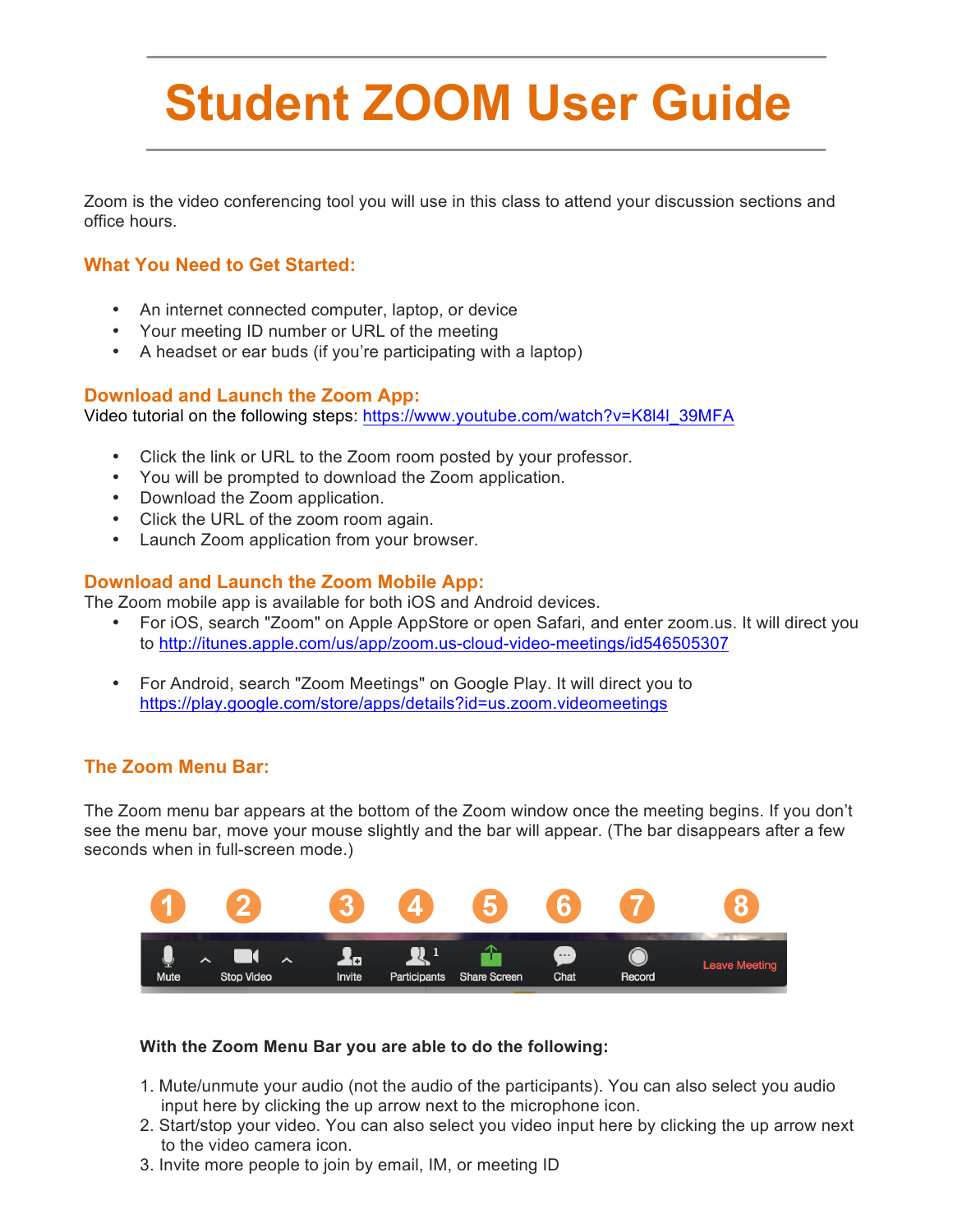# Student ZOOM User Guide

Zoom is the video conferencing tool you will use in this class to attend your discussion sections and office hours.

## What You Need to Get Started:

- An internet connected computer, laptop, or device
- Your meeting ID number or URL of the meeting
- A headset or ear buds (if you're participating with a laptop)

## Download and Launch the Zoom App:

Video tutorial on the following steps: https://www.youtube.com/watch?v=K8l4l_39MFA

- Click the link or URL to the Zoom room posted by your professor.
- You will be prompted to download the Zoom application.
- Download the Zoom application.
- Click the URL of the zoom room again.
- Launch Zoom application from your browser.

## Download and Launch the Zoom Mobile App:

The Zoom mobile app is available for both iOS and Android devices.

- For iOS, search "Zoom" on Apple AppStore or open Safari, and enter zoom.us. It will direct you to http://itunes.apple.com/us/app/zoom.us-cloud-video-meetings/id546505307

- For Android, search "Zoom Meetings" on Google Play. It will direct you to https://play.google.com/store/apps/details?id=us.zoom.videomeetings

## The Zoom Menu Bar:

The Zoom menu bar appears at the bottom of the Zoom window once the meeting begins. If you don't see the menu bar, move your mouse slightly and the bar will appear. (The bar disappears after a few seconds when in full-screen mode.)

| 1 | 2 | 3 | 4 | 5 | 6 | 7 | 8 |
|---|---|---|---|---|---|---|---|
| Mute | Stop Video | Invite | Participants | Share Screen | Chat | Record | Leave Meeting |

**With the Zoom Menu Bar you are able to do the following:**

1. Mute/unmute your audio (not the audio of the participants). You can also select you audio input here by clicking the up arrow next to the microphone icon.
2. Start/stop your video. You can also select you video input here by clicking the up arrow next to the video camera icon.
3. Invite more people to join by email, IM, or meeting ID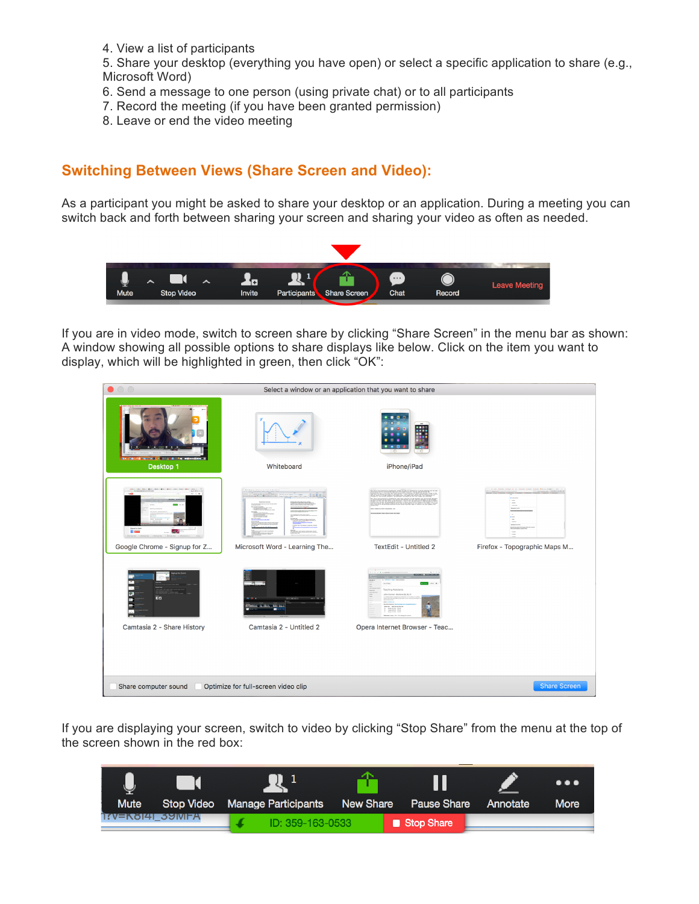4. View a list of participants
5. Share your desktop (everything you have open) or select a specific application to share (e.g., Microsoft Word)
6. Send a message to one person (using private chat) or to all participants
7. Record the meeting (if you have been granted permission)
8. Leave or end the video meeting

## Switching Between Views (Share Screen and Video):

As a participant you might be asked to share your desktop or an application. During a meeting you can switch back and forth between sharing your screen and sharing your video as often as needed.

If you are in video mode, switch to screen share by clicking "Share Screen" in the menu bar as shown: A window showing all possible options to share displays like below. Click on the item you want to display, which will be highlighted in green, then click "OK":

If you are displaying your screen, switch to video by clicking "Stop Share" from the menu at the top of the screen shown in the red box: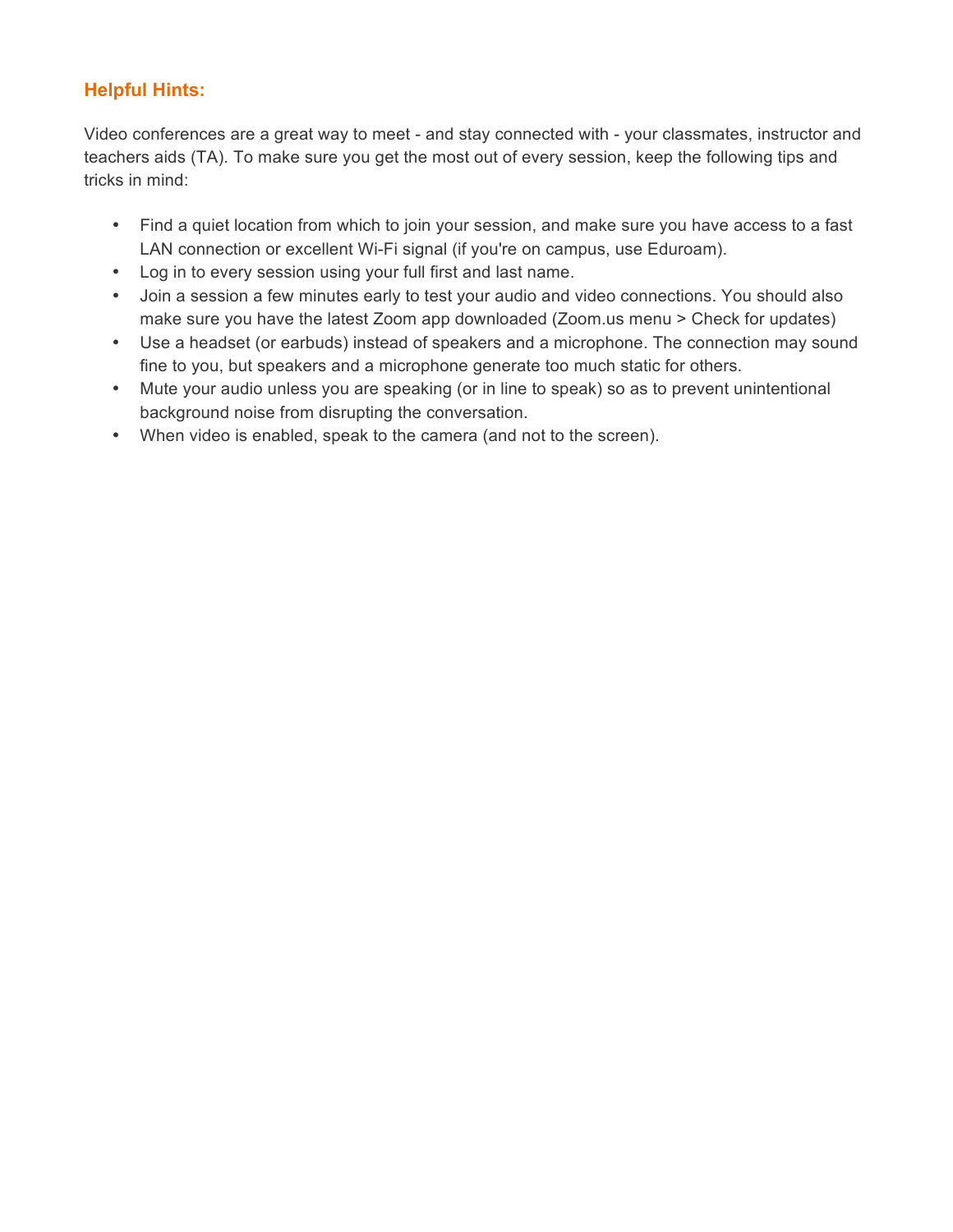### Helpful Hints:

Video conferences are a great way to meet - and stay connected with - your classmates, instructor and teachers aids (TA). To make sure you get the most out of every session, keep the following tips and tricks in mind:

- Find a quiet location from which to join your session, and make sure you have access to a fast LAN connection or excellent Wi-Fi signal (if you're on campus, use Eduroam).
- Log in to every session using your full first and last name.
- Join a session a few minutes early to test your audio and video connections. You should also make sure you have the latest Zoom app downloaded (Zoom.us menu > Check for updates)
- Use a headset (or earbuds) instead of speakers and a microphone. The connection may sound fine to you, but speakers and a microphone generate too much static for others.
- Mute your audio unless you are speaking (or in line to speak) so as to prevent unintentional background noise from disrupting the conversation.
- When video is enabled, speak to the camera (and not to the screen).